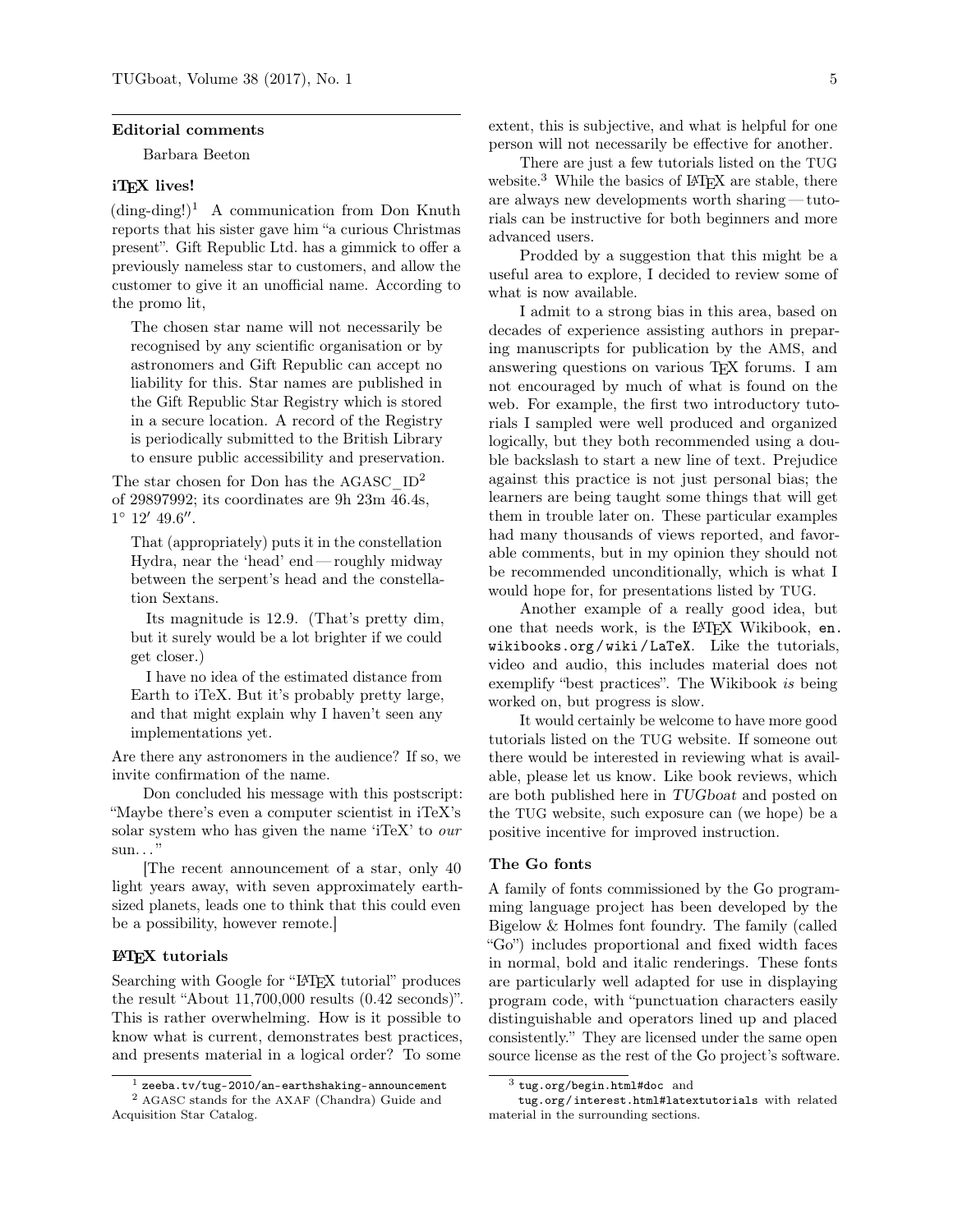## Editorial comments

Barbara Beeton

### iTEX lives!

(ding-ding!)[1] A communication from Don Knuth reports that his sister gave him "a curious Christmas present". Gift Republic Ltd. has a gimmick to offer a previously nameless star to customers, and allow the customer to give it an unofficial name. According to the promo lit,

> The chosen star name will not necessarily be recognised by any scientific organisation or by astronomers and Gift Republic can accept no liability for this. Star names are published in the Gift Republic Star Registry which is stored in a secure location. A record of the Registry is periodically submitted to the British Library to ensure public accessibility and preservation.

The star chosen for Don has the AGASC_ID[2] of 29897992; its coordinates are 9h 23m 46.4s, $1^\circ\ 12'\ 49.6''$.

> That (appropriately) puts it in the constellation Hydra, near the 'head' end — roughly midway between the serpent's head and the constellation Sextans.
>
> Its magnitude is 12.9. (That's pretty dim, but it surely would be a lot brighter if we could get closer.)
>
> I have no idea of the estimated distance from Earth to iTeX. But it's probably pretty large, and that might explain why I haven't seen any implementations yet.

Are there any astronomers in the audience? If so, we invite confirmation of the name.

Don concluded his message with this postscript: "Maybe there's even a computer scientist in iTeX's solar system who has given the name 'iTeX' to *our* sun..."

[The recent announcement of a star, only 40 light years away, with seven approximately earth-sized planets, leads one to think that this could even be a possibility, however remote.]

### LaTeX tutorials

Searching with Google for "LaTeX tutorial" produces the result "About 11,700,000 results (0.42 seconds)". This is rather overwhelming. How is it possible to know what is current, demonstrates best practices, and presents material in a logical order? To some extent, this is subjective, and what is helpful for one person will not necessarily be effective for another.

There are just a few tutorials listed on the TUG website.[3] While the basics of LaTeX are stable, there are always new developments worth sharing — tutorials can be instructive for both beginners and more advanced users.

Prodded by a suggestion that this might be a useful area to explore, I decided to review some of what is now available.

I admit to a strong bias in this area, based on decades of experience assisting authors in preparing manuscripts for publication by the AMS, and answering questions on various TeX forums. I am not encouraged by much of what is found on the web. For example, the first two introductory tutorials I sampled were well produced and organized logically, but they both recommended using a double backslash to start a new line of text. Prejudice against this practice is not just personal bias; the learners are being taught some things that will get them in trouble later on. These particular examples had many thousands of views reported, and favorable comments, but in my opinion they should not be recommended unconditionally, which is what I would hope for, for presentations listed by TUG.

Another example of a really good idea, but one that needs work, is the LaTeX Wikibook, `en.wikibooks.org/wiki/LaTeX`. Like the tutorials, video and audio, this includes material does not exemplify "best practices". The Wikibook *is* being worked on, but progress is slow.

It would certainly be welcome to have more good tutorials listed on the TUG website. If someone out there would be interested in reviewing what is available, please let us know. Like book reviews, which are both published here in *TUGboat* and posted on the TUG website, such exposure can (we hope) be a positive incentive for improved instruction.

### The Go fonts

A family of fonts commissioned by the Go programming language project has been developed by the Bigelow & Holmes font foundry. The family (called "Go") includes proportional and fixed width faces in normal, bold and italic renderings. These fonts are particularly well adapted for use in displaying program code, with "punctuation characters easily distinguishable and operators lined up and placed consistently." They are licensed under the same open source license as the rest of the Go project's software.

---

[1] `zeeba.tv/tug-2010/an-earthshaking-announcement`

[2] AGASC stands for the AXAF (Chandra) Guide and Acquisition Star Catalog.

[3] `tug.org/begin.html#doc` and `tug.org/interest.html#latextutorials` with related material in the surrounding sections.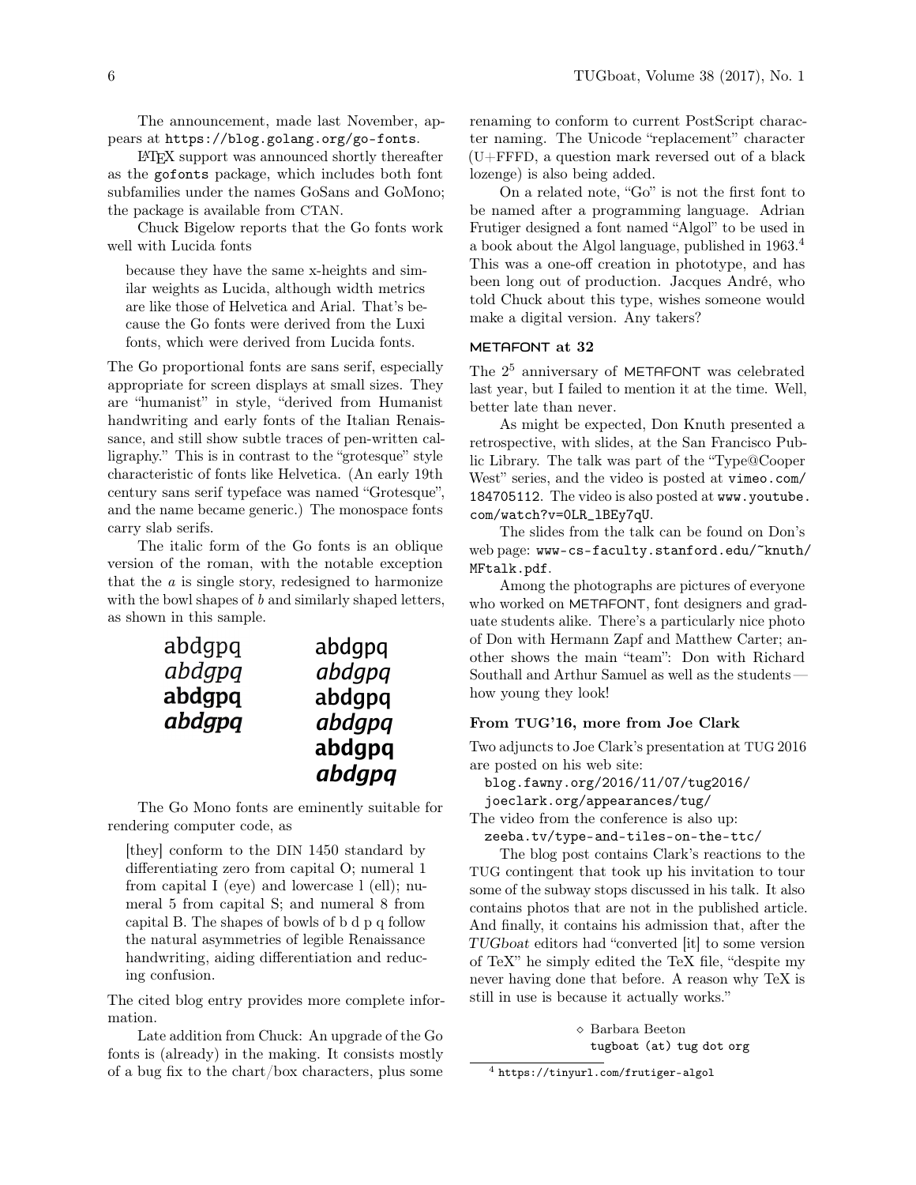The announcement, made last November, appears at `https://blog.golang.org/go-fonts`.

LaTeX support was announced shortly thereafter as the `gofonts` package, which includes both font subfamilies under the names GoSans and GoMono; the package is available from CTAN.

Chuck Bigelow reports that the Go fonts work well with Lucida fonts

> because they have the same x-heights and similar weights as Lucida, although width metrics are like those of Helvetica and Arial. That's because the Go fonts were derived from the Luxi fonts, which were derived from Lucida fonts.

The Go proportional fonts are sans serif, especially appropriate for screen displays at small sizes. They are "humanist" in style, "derived from Humanist handwriting and early fonts of the Italian Renaissance, and still show subtle traces of pen-written calligraphy." This is in contrast to the "grotesque" style characteristic of fonts like Helvetica. (An early 19th century sans serif typeface was named "Grotesque", and the name became generic.) The monospace fonts carry slab serifs.

The italic form of the Go fonts is an oblique version of the roman, with the notable exception that the *a* is single story, redesigned to harmonize with the bowl shapes of *b* and similarly shaped letters, as shown in this sample.

abdgpq abdgpq
*abdgpq* *abdgpq*
**abdgpq** abdgpq
***abdgpq*** *abdgpq*
**abdgpq**
***abdgpq***

The Go Mono fonts are eminently suitable for rendering computer code, as

> [they] conform to the DIN 1450 standard by differentiating zero from capital O; numeral 1 from capital I (eye) and lowercase l (ell); numeral 5 from capital S; and numeral 8 from capital B. The shapes of bowls of b d p q follow the natural asymmetries of legible Renaissance handwriting, aiding differentiation and reducing confusion.

The cited blog entry provides more complete information.

Late addition from Chuck: An upgrade of the Go fonts is (already) in the making. It consists mostly of a bug fix to the chart/box characters, plus some renaming to conform to current PostScript character naming. The Unicode "replacement" character (U+FFFD, a question mark reversed out of a black lozenge) is also being added.

On a related note, "Go" is not the first font to be named after a programming language. Adrian Frutiger designed a font named "Algol" to be used in a book about the Algol language, published in 1963.[4] This was a one-off creation in phototype, and has been long out of production. Jacques André, who told Chuck about this type, wishes someone would make a digital version. Any takers?

### METAFONT at 32

The $2^5$ anniversary of METAFONT was celebrated last year, but I failed to mention it at the time. Well, better late than never.

As might be expected, Don Knuth presented a retrospective, with slides, at the San Francisco Public Library. The talk was part of the "Type@Cooper West" series, and the video is posted at `vimeo.com/184705112`. The video is also posted at `www.youtube.com/watch?v=0LR_lBEy7qU`.

The slides from the talk can be found on Don's web page: `www-cs-faculty.stanford.edu/~knuth/MFtalk.pdf`.

Among the photographs are pictures of everyone who worked on METAFONT, font designers and graduate students alike. There's a particularly nice photo of Don with Hermann Zapf and Matthew Carter; another shows the main "team": Don with Richard Southall and Arthur Samuel as well as the students — how young they look!

### From TUG'16, more from Joe Clark

Two adjuncts to Joe Clark's presentation at TUG 2016 are posted on his web site:

`blog.fawny.org/2016/11/07/tug2016/`
`joeclark.org/appearances/tug/`

The video from the conference is also up:

`zeeba.tv/type-and-tiles-on-the-ttc/`

The blog post contains Clark's reactions to the TUG contingent that took up his invitation to tour some of the subway stops discussed in his talk. It also contains photos that are not in the published article. And finally, it contains his admission that, after the *TUGboat* editors had "converted [it] to some version of TeX" he simply edited the TeX file, "despite my never having done that before. A reason why TeX is still in use is because it actually works."

◇ Barbara Beeton
`tugboat (at) tug dot org`

[4] `https://tinyurl.com/frutiger-algol`